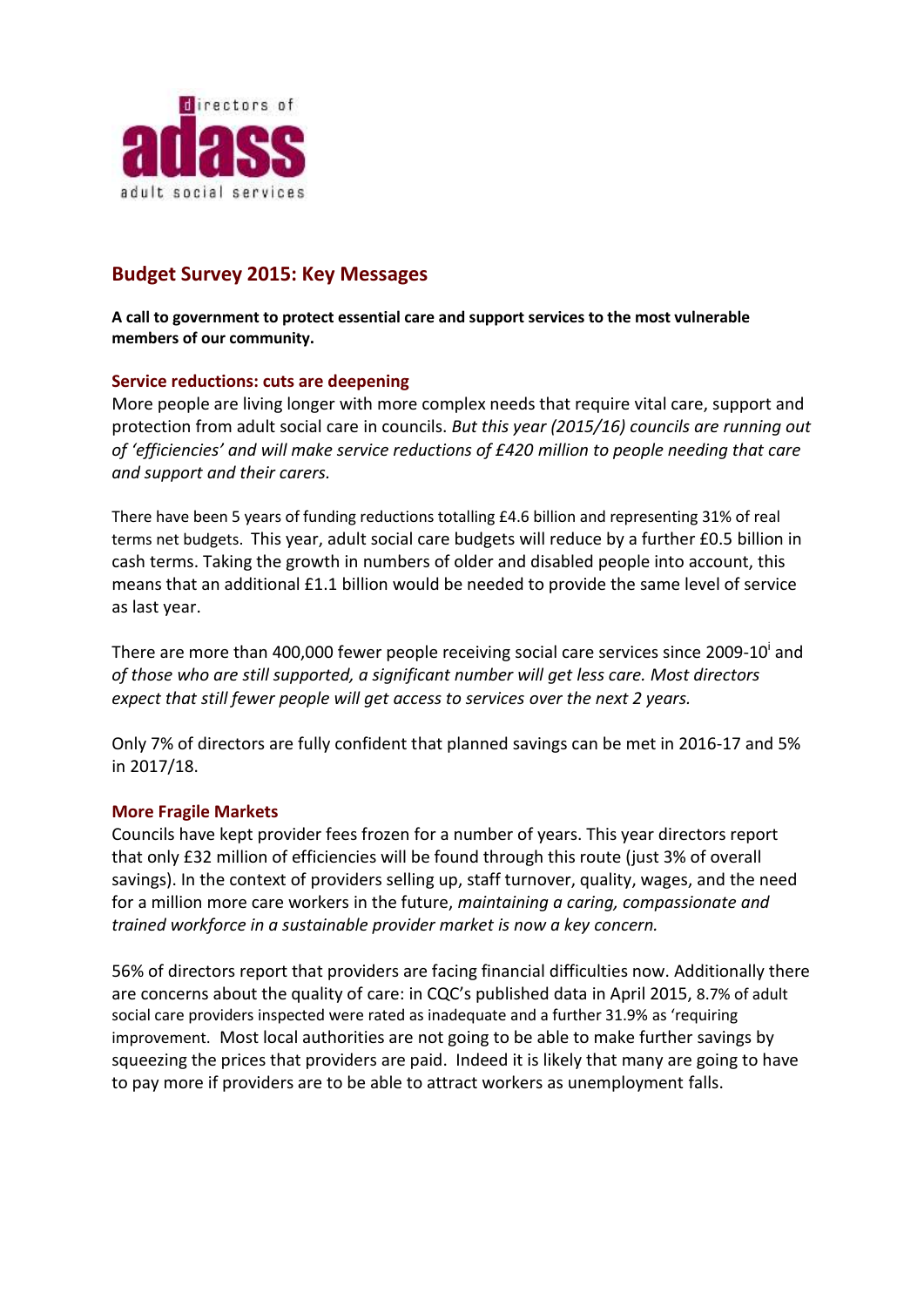## Budget Survey 2015: Key Messages

**A call to government to protect essential care and support services to the most vulnerable members of our community.**

### Service reductions: cuts are deepening

More people are living longer with more complex needs that require vital care, support and protection from adult social care in councils. *But this year (2015/16) councils are running out of 'efficiencies' and will make service reductions of £420 million to people needing that care and support and their carers.*

There have been 5 years of funding reductions totalling £4.6 billion and representing 31% of real terms net budgets. This year, adult social care budgets will reduce by a further £0.5 billion in cash terms. Taking the growth in numbers of older and disabled people into account, this means that an additional £1.1 billion would be needed to provide the same level of service as last year.

There are more than 400,000 fewer people receiving social care services since 2009-10[i] and *of those who are still supported, a significant number will get less care. Most directors expect that still fewer people will get access to services over the next 2 years.*

Only 7% of directors are fully confident that planned savings can be met in 2016-17 and 5% in 2017/18.

### More Fragile Markets

Councils have kept provider fees frozen for a number of years. This year directors report that only £32 million of efficiencies will be found through this route (just 3% of overall savings). In the context of providers selling up, staff turnover, quality, wages, and the need for a million more care workers in the future, *maintaining a caring, compassionate and trained workforce in a sustainable provider market is now a key concern.*

56% of directors report that providers are facing financial difficulties now. Additionally there are concerns about the quality of care: in CQC's published data in April 2015, 8.7% of adult social care providers inspected were rated as inadequate and a further 31.9% as 'requiring improvement. Most local authorities are not going to be able to make further savings by squeezing the prices that providers are paid. Indeed it is likely that many are going to have to pay more if providers are to be able to attract workers as unemployment falls.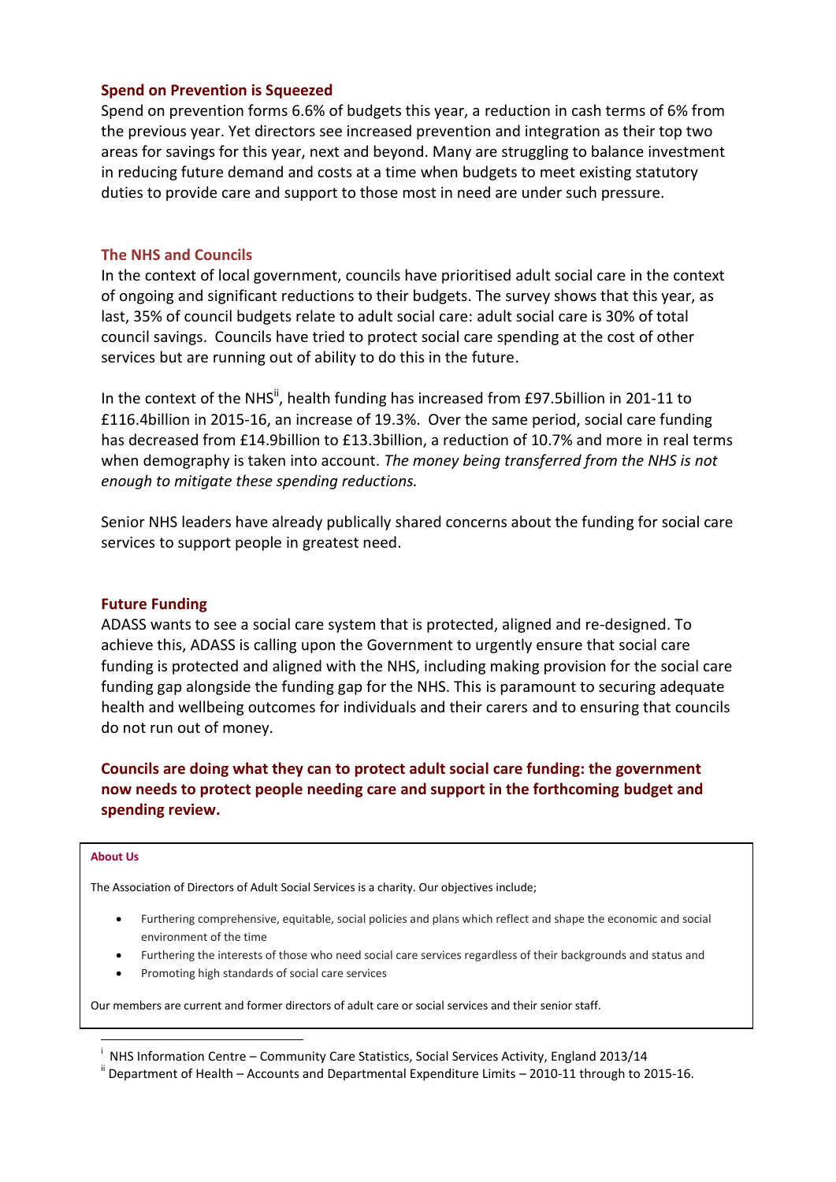### Spend on Prevention is Squeezed

Spend on prevention forms 6.6% of budgets this year, a reduction in cash terms of 6% from the previous year. Yet directors see increased prevention and integration as their top two areas for savings for this year, next and beyond. Many are struggling to balance investment in reducing future demand and costs at a time when budgets to meet existing statutory duties to provide care and support to those most in need are under such pressure.

### The NHS and Councils

In the context of local government, councils have prioritised adult social care in the context of ongoing and significant reductions to their budgets. The survey shows that this year, as last, 35% of council budgets relate to adult social care: adult social care is 30% of total council savings. Councils have tried to protect social care spending at the cost of other services but are running out of ability to do this in the future.

In the context of the NHS[ii], health funding has increased from £97.5billion in 201-11 to £116.4billion in 2015-16, an increase of 19.3%. Over the same period, social care funding has decreased from £14.9billion to £13.3billion, a reduction of 10.7% and more in real terms when demography is taken into account. *The money being transferred from the NHS is not enough to mitigate these spending reductions.*

Senior NHS leaders have already publically shared concerns about the funding for social care services to support people in greatest need.

### Future Funding

ADASS wants to see a social care system that is protected, aligned and re-designed. To achieve this, ADASS is calling upon the Government to urgently ensure that social care funding is protected and aligned with the NHS, including making provision for the social care funding gap alongside the funding gap for the NHS. This is paramount to securing adequate health and wellbeing outcomes for individuals and their carers and to ensuring that councils do not run out of money.

**Councils are doing what they can to protect adult social care funding: the government now needs to protect people needing care and support in the forthcoming budget and spending review.**

**About Us**

The Association of Directors of Adult Social Services is a charity. Our objectives include;

- Furthering comprehensive, equitable, social policies and plans which reflect and shape the economic and social environment of the time
- Furthering the interests of those who need social care services regardless of their backgrounds and status and
- Promoting high standards of social care services

Our members are current and former directors of adult care or social services and their senior staff.

---

[i] NHS Information Centre – Community Care Statistics, Social Services Activity, England 2013/14

[ii] Department of Health – Accounts and Departmental Expenditure Limits – 2010-11 through to 2015-16.